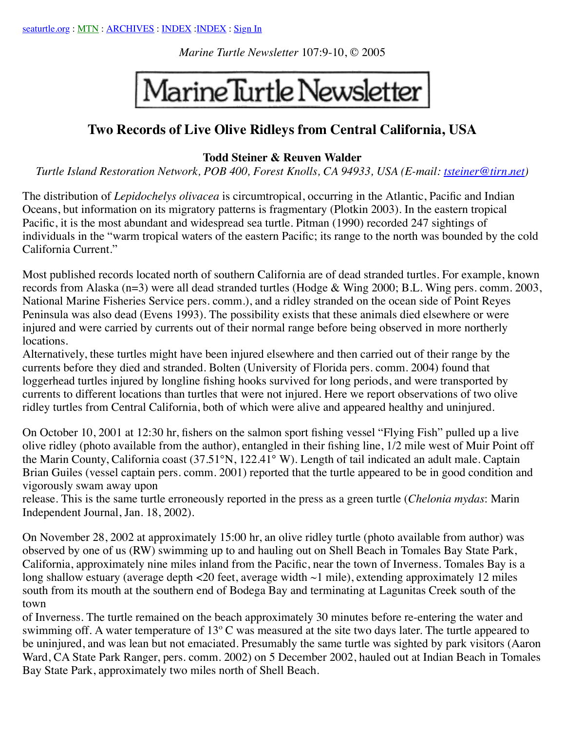seaturtle.org : MTN : ARCHIVES : INDEX :INDEX : Sign In

*Marine Turtle Newsletter* 107:9-10, © 2005

# Marine Turtle Newsletter

## Two Records of Live Olive Ridleys from Central California, USA

**Todd Steiner & Reuven Walder**

*Turtle Island Restoration Network, POB 400, Forest Knolls, CA 94933, USA (E-mail: tsteiner@tirn.net)*

The distribution of *Lepidochelys olivacea* is circumtropical, occurring in the Atlantic, Pacific and Indian Oceans, but information on its migratory patterns is fragmentary (Plotkin 2003). In the eastern tropical Pacific, it is the most abundant and widespread sea turtle. Pitman (1990) recorded 247 sightings of individuals in the "warm tropical waters of the eastern Pacific; its range to the north was bounded by the cold California Current."

Most published records located north of southern California are of dead stranded turtles. For example, known records from Alaska (n=3) were all dead stranded turtles (Hodge & Wing 2000; B.L. Wing pers. comm. 2003, National Marine Fisheries Service pers. comm.), and a ridley stranded on the ocean side of Point Reyes Peninsula was also dead (Evens 1993). The possibility exists that these animals died elsewhere or were injured and were carried by currents out of their normal range before being observed in more northerly locations.
Alternatively, these turtles might have been injured elsewhere and then carried out of their range by the currents before they died and stranded. Bolten (University of Florida pers. comm. 2004) found that loggerhead turtles injured by longline fishing hooks survived for long periods, and were transported by currents to different locations than turtles that were not injured. Here we report observations of two olive ridley turtles from Central California, both of which were alive and appeared healthy and uninjured.

On October 10, 2001 at 12:30 hr, fishers on the salmon sport fishing vessel "Flying Fish" pulled up a live olive ridley (photo available from the author), entangled in their fishing line, 1/2 mile west of Muir Point off the Marin County, California coast (37.51°N, 122.41° W). Length of tail indicated an adult male. Captain Brian Guiles (vessel captain pers. comm. 2001) reported that the turtle appeared to be in good condition and vigorously swam away upon release. This is the same turtle erroneously reported in the press as a green turtle (*Chelonia mydas*: Marin Independent Journal, Jan. 18, 2002).

On November 28, 2002 at approximately 15:00 hr, an olive ridley turtle (photo available from author) was observed by one of us (RW) swimming up to and hauling out on Shell Beach in Tomales Bay State Park, California, approximately nine miles inland from the Pacific, near the town of Inverness. Tomales Bay is a long shallow estuary (average depth <20 feet, average width ~1 mile), extending approximately 12 miles south from its mouth at the southern end of Bodega Bay and terminating at Lagunitas Creek south of the town of Inverness. The turtle remained on the beach approximately 30 minutes before re-entering the water and swimming off. A water temperature of 13º C was measured at the site two days later. The turtle appeared to be uninjured, and was lean but not emaciated. Presumably the same turtle was sighted by park visitors (Aaron Ward, CA State Park Ranger, pers. comm. 2002) on 5 December 2002, hauled out at Indian Beach in Tomales Bay State Park, approximately two miles north of Shell Beach.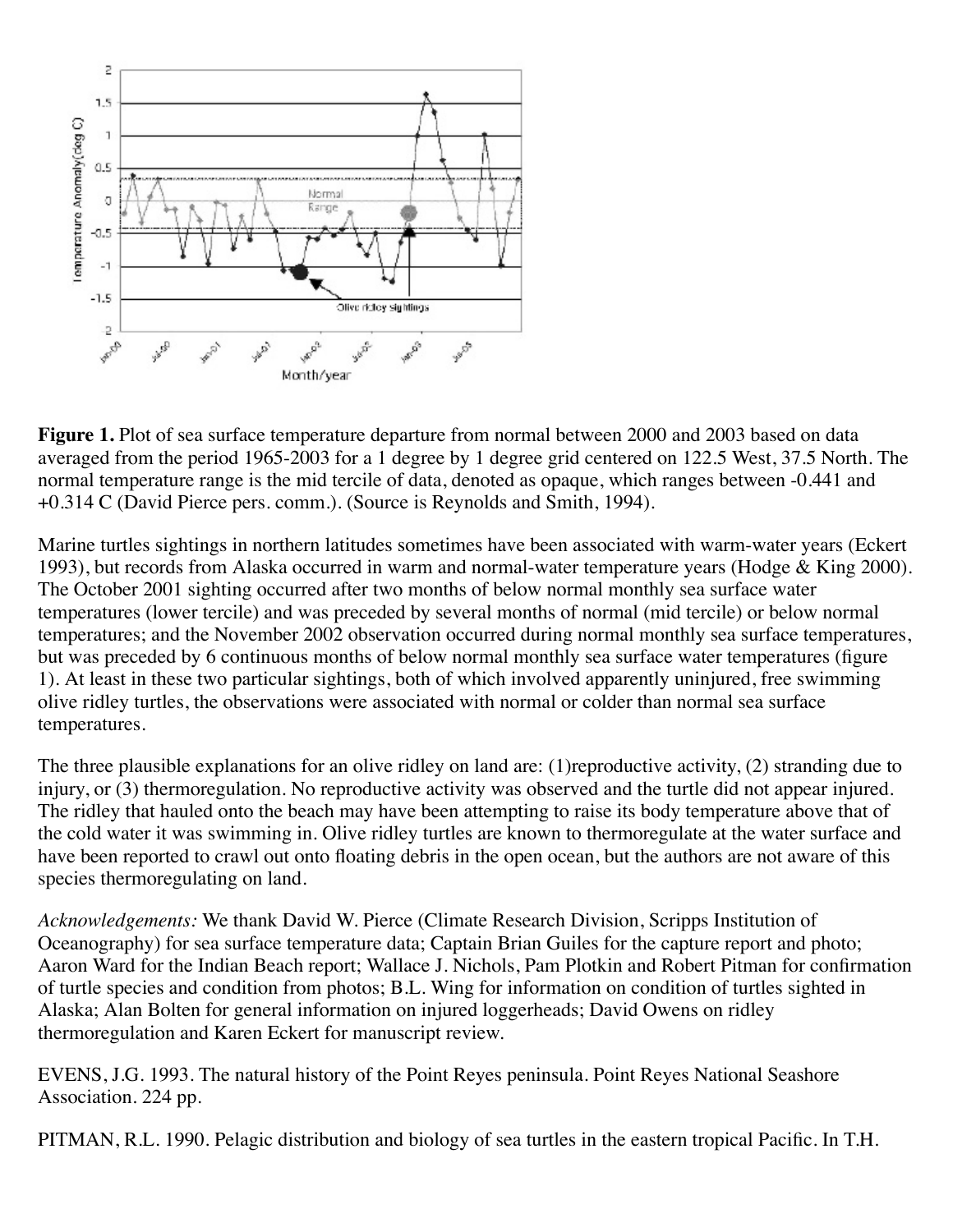**Figure 1.** Plot of sea surface temperature departure from normal between 2000 and 2003 based on data averaged from the period 1965-2003 for a 1 degree by 1 degree grid centered on 122.5 West, 37.5 North. The normal temperature range is the mid tercile of data, denoted as opaque, which ranges between -0.441 and +0.314 C (David Pierce pers. comm.). (Source is Reynolds and Smith, 1994).

Marine turtles sightings in northern latitudes sometimes have been associated with warm-water years (Eckert 1993), but records from Alaska occurred in warm and normal-water temperature years (Hodge & King 2000). The October 2001 sighting occurred after two months of below normal monthly sea surface water temperatures (lower tercile) and was preceded by several months of normal (mid tercile) or below normal temperatures; and the November 2002 observation occurred during normal monthly sea surface temperatures, but was preceded by 6 continuous months of below normal monthly sea surface water temperatures (figure 1). At least in these two particular sightings, both of which involved apparently uninjured, free swimming olive ridley turtles, the observations were associated with normal or colder than normal sea surface temperatures.

The three plausible explanations for an olive ridley on land are: (1)reproductive activity, (2) stranding due to injury, or (3) thermoregulation. No reproductive activity was observed and the turtle did not appear injured. The ridley that hauled onto the beach may have been attempting to raise its body temperature above that of the cold water it was swimming in. Olive ridley turtles are known to thermoregulate at the water surface and have been reported to crawl out onto floating debris in the open ocean, but the authors are not aware of this species thermoregulating on land.

*Acknowledgements:* We thank David W. Pierce (Climate Research Division, Scripps Institution of Oceanography) for sea surface temperature data; Captain Brian Guiles for the capture report and photo; Aaron Ward for the Indian Beach report; Wallace J. Nichols, Pam Plotkin and Robert Pitman for confirmation of turtle species and condition from photos; B.L. Wing for information on condition of turtles sighted in Alaska; Alan Bolten for general information on injured loggerheads; David Owens on ridley thermoregulation and Karen Eckert for manuscript review.

EVENS, J.G. 1993. The natural history of the Point Reyes peninsula. Point Reyes National Seashore Association. 224 pp.

PITMAN, R.L. 1990. Pelagic distribution and biology of sea turtles in the eastern tropical Pacific. In T.H.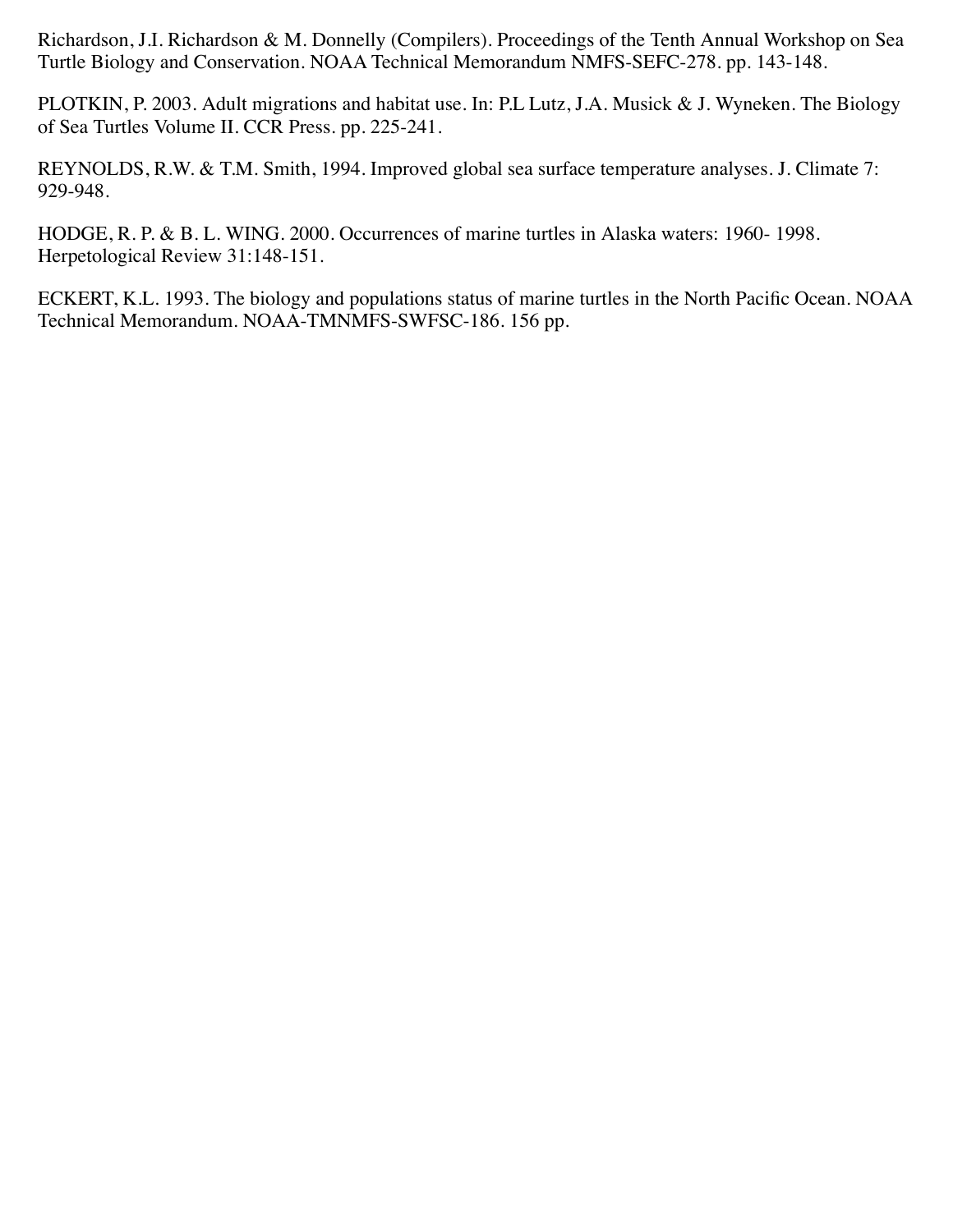Richardson, J.I. Richardson & M. Donnelly (Compilers). Proceedings of the Tenth Annual Workshop on Sea Turtle Biology and Conservation. NOAA Technical Memorandum NMFS-SEFC-278. pp. 143-148.

PLOTKIN, P. 2003. Adult migrations and habitat use. In: P.L Lutz, J.A. Musick & J. Wyneken. The Biology of Sea Turtles Volume II. CCR Press. pp. 225-241.

REYNOLDS, R.W. & T.M. Smith, 1994. Improved global sea surface temperature analyses. J. Climate 7: 929-948.

HODGE, R. P. & B. L. WING. 2000. Occurrences of marine turtles in Alaska waters: 1960- 1998. Herpetological Review 31:148-151.

ECKERT, K.L. 1993. The biology and populations status of marine turtles in the North Pacific Ocean. NOAA Technical Memorandum. NOAA-TMNMFS-SWFSC-186. 156 pp.